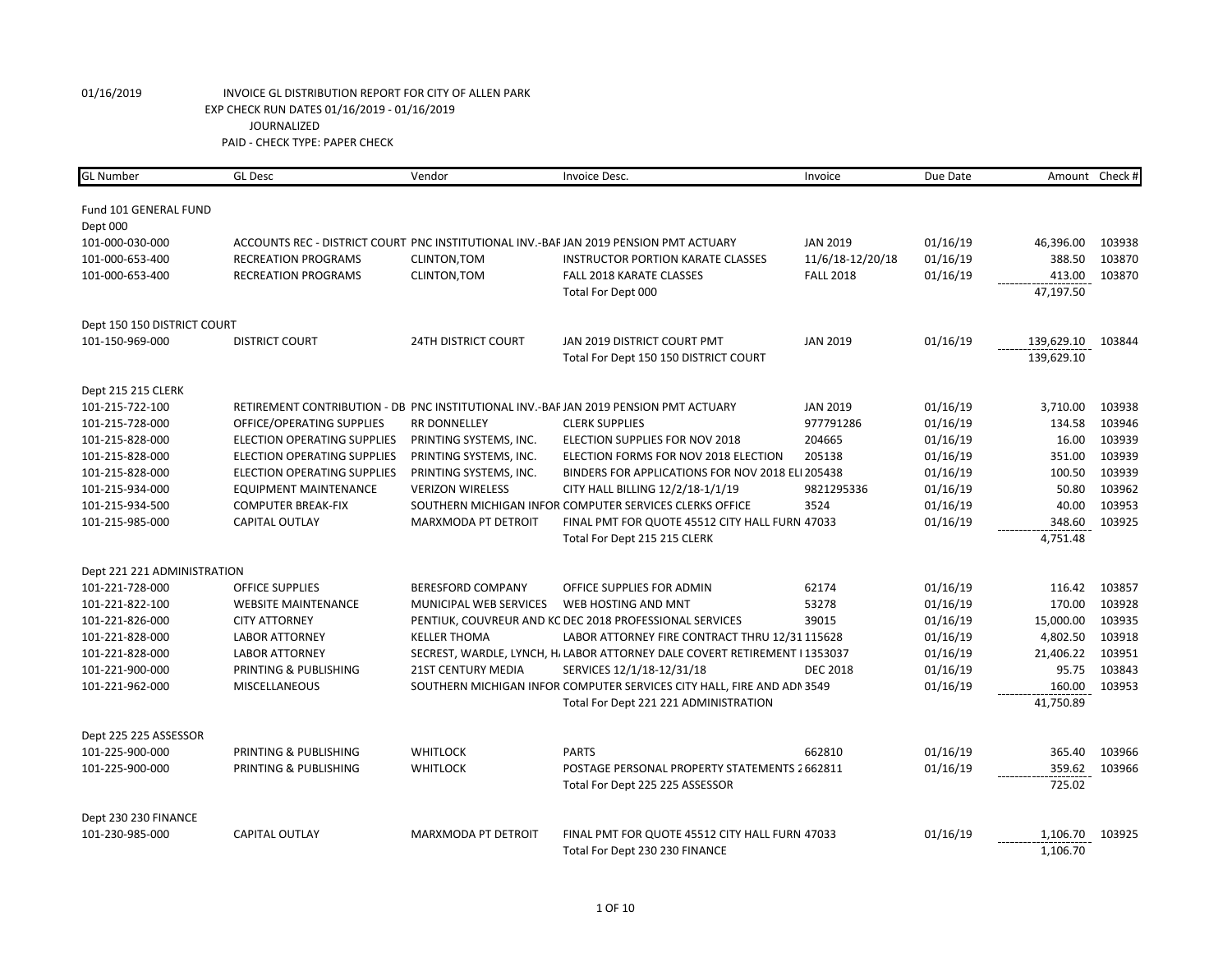01/16/2019 INVOICE GL DISTRIBUTION REPORT FOR CITY OF ALLEN PARK

EXP CHECK RUN DATES 01/16/2019 - 01/16/2019

JOURNALIZED

PAID - CHECK TYPE: PAPER CHECK

| GL Number | GL Desc | Vendor | Invoice Desc. | Invoice | Due Date | Amount | Check # |
|---|---|---|---|---|---|---|---|
| Fund 101 GENERAL FUND | | | | | | | |
| Dept 000 | | | | | | | |
| 101-000-030-000 | ACCOUNTS REC - DISTRICT COURT | PNC INSTITUTIONAL INV.-BAF | JAN 2019 PENSION PMT ACTUARY | JAN 2019 | 01/16/19 | 46,396.00 | 103938 |
| 101-000-653-400 | RECREATION PROGRAMS | CLINTON,TOM | INSTRUCTOR PORTION KARATE CLASSES | 11/6/18-12/20/18 | 01/16/19 | 388.50 | 103870 |
| 101-000-653-400 | RECREATION PROGRAMS | CLINTON,TOM | FALL 2018 KARATE CLASSES | FALL 2018 | 01/16/19 | 413.00 | 103870 |
| | | | Total For Dept 000 | | | 47,197.50 | |
| Dept 150 150 DISTRICT COURT | | | | | | | |
| 101-150-969-000 | DISTRICT COURT | 24TH DISTRICT COURT | JAN 2019 DISTRICT COURT PMT | JAN 2019 | 01/16/19 | 139,629.10 | 103844 |
| | | | Total For Dept 150 150 DISTRICT COURT | | | 139,629.10 | |
| Dept 215 215 CLERK | | | | | | | |
| 101-215-722-100 | RETIREMENT CONTRIBUTION - DB | PNC INSTITUTIONAL INV.-BAF | JAN 2019 PENSION PMT ACTUARY | JAN 2019 | 01/16/19 | 3,710.00 | 103938 |
| 101-215-728-000 | OFFICE/OPERATING SUPPLIES | RR DONNELLEY | CLERK SUPPLIES | 977791286 | 01/16/19 | 134.58 | 103946 |
| 101-215-828-000 | ELECTION OPERATING SUPPLIES | PRINTING SYSTEMS, INC. | ELECTION SUPPLIES FOR NOV 2018 | 204665 | 01/16/19 | 16.00 | 103939 |
| 101-215-828-000 | ELECTION OPERATING SUPPLIES | PRINTING SYSTEMS, INC. | ELECTION FORMS FOR NOV 2018 ELECTION | 205138 | 01/16/19 | 351.00 | 103939 |
| 101-215-828-000 | ELECTION OPERATING SUPPLIES | PRINTING SYSTEMS, INC. | BINDERS FOR APPLICATIONS FOR NOV 2018 ELI | 205438 | 01/16/19 | 100.50 | 103939 |
| 101-215-934-000 | EQUIPMENT MAINTENANCE | VERIZON WIRELESS | CITY HALL BILLING 12/2/18-1/1/19 | 9821295336 | 01/16/19 | 50.80 | 103962 |
| 101-215-934-500 | COMPUTER BREAK-FIX | SOUTHERN MICHIGAN INFOR | COMPUTER SERVICES CLERKS OFFICE | 3524 | 01/16/19 | 40.00 | 103953 |
| 101-215-985-000 | CAPITAL OUTLAY | MARXMODA PT DETROIT | FINAL PMT FOR QUOTE 45512 CITY HALL FURN | 47033 | 01/16/19 | 348.60 | 103925 |
| | | | Total For Dept 215 215 CLERK | | | 4,751.48 | |
| Dept 221 221 ADMINISTRATION | | | | | | | |
| 101-221-728-000 | OFFICE SUPPLIES | BERESFORD COMPANY | OFFICE SUPPLIES FOR ADMIN | 62174 | 01/16/19 | 116.42 | 103857 |
| 101-221-822-100 | WEBSITE MAINTENANCE | MUNICIPAL WEB SERVICES | WEB HOSTING AND MNT | 53278 | 01/16/19 | 170.00 | 103928 |
| 101-221-826-000 | CITY ATTORNEY | PENTIUK, COUVREUR AND KC | DEC 2018 PROFESSIONAL SERVICES | 39015 | 01/16/19 | 15,000.00 | 103935 |
| 101-221-828-000 | LABOR ATTORNEY | KELLER THOMA | LABOR ATTORNEY FIRE CONTRACT THRU 12/31 | 115628 | 01/16/19 | 4,802.50 | 103918 |
| 101-221-828-000 | LABOR ATTORNEY | SECREST, WARDLE, LYNCH, H. | LABOR ATTORNEY DALE COVERT RETIREMENT I | 1353037 | 01/16/19 | 21,406.22 | 103951 |
| 101-221-900-000 | PRINTING & PUBLISHING | 21ST CENTURY MEDIA | SERVICES 12/1/18-12/31/18 | DEC 2018 | 01/16/19 | 95.75 | 103843 |
| 101-221-962-000 | MISCELLANEOUS | SOUTHERN MICHIGAN INFOR | COMPUTER SERVICES CITY HALL, FIRE AND ADM | 3549 | 01/16/19 | 160.00 | 103953 |
| | | | Total For Dept 221 221 ADMINISTRATION | | | 41,750.89 | |
| Dept 225 225 ASSESSOR | | | | | | | |
| 101-225-900-000 | PRINTING & PUBLISHING | WHITLOCK | PARTS | 662810 | 01/16/19 | 365.40 | 103966 |
| 101-225-900-000 | PRINTING & PUBLISHING | WHITLOCK | POSTAGE PERSONAL PROPERTY STATEMENTS 2 | 662811 | 01/16/19 | 359.62 | 103966 |
| | | | Total For Dept 225 225 ASSESSOR | | | 725.02 | |
| Dept 230 230 FINANCE | | | | | | | |
| 101-230-985-000 | CAPITAL OUTLAY | MARXMODA PT DETROIT | FINAL PMT FOR QUOTE 45512 CITY HALL FURN | 47033 | 01/16/19 | 1,106.70 | 103925 |
| | | | Total For Dept 230 230 FINANCE | | | 1,106.70 | |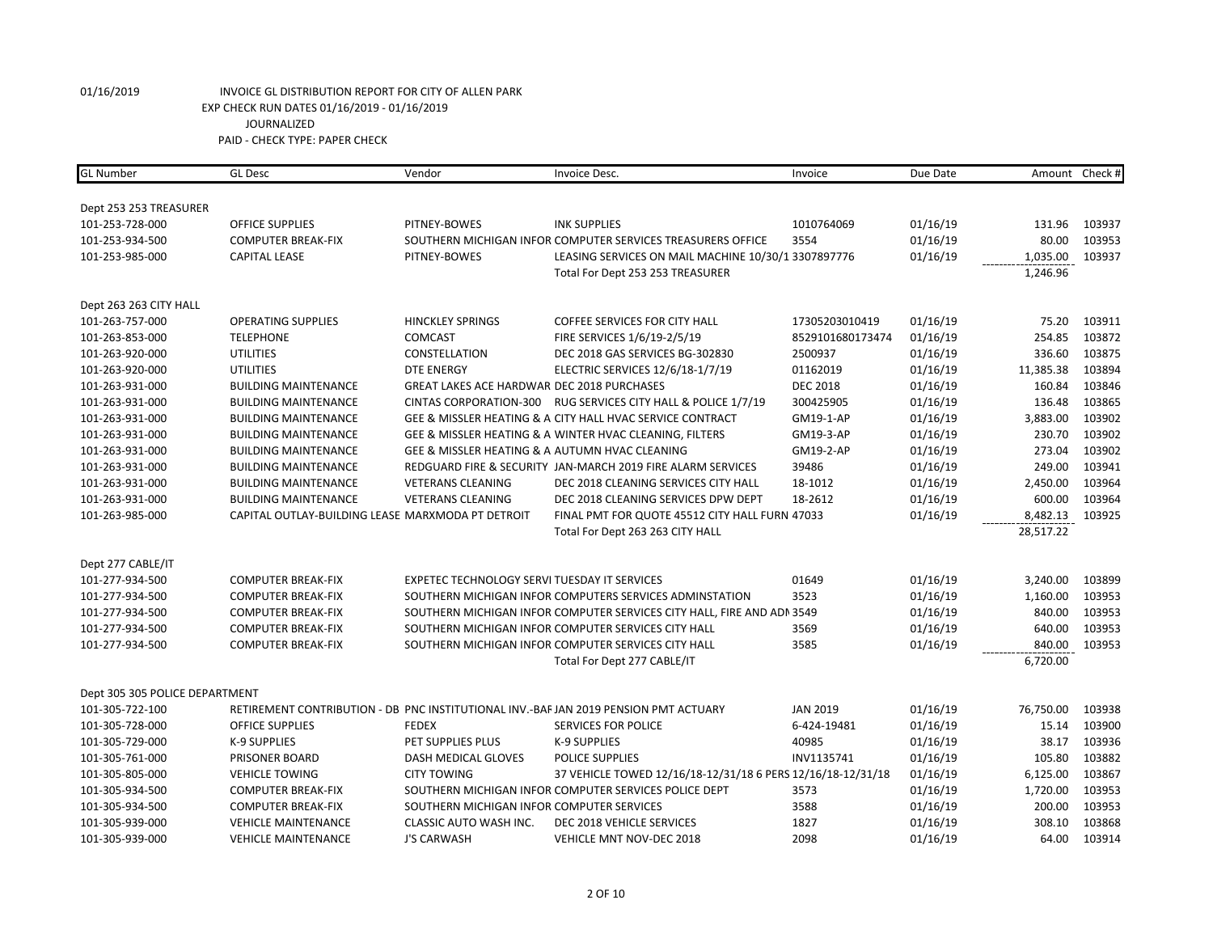01/16/2019 INVOICE GL DISTRIBUTION REPORT FOR CITY OF ALLEN PARK
EXP CHECK RUN DATES 01/16/2019 - 01/16/2019
JOURNALIZED
PAID - CHECK TYPE: PAPER CHECK

| GL Number | GL Desc | Vendor | Invoice Desc. | Invoice | Due Date | Amount | Check # |
|---|---|---|---|---|---|---|---|
| Dept 253 253 TREASURER | | | | | | | |
| 101-253-728-000 | OFFICE SUPPLIES | PITNEY-BOWES | INK SUPPLIES | 1010764069 | 01/16/19 | 131.96 | 103937 |
| 101-253-934-500 | COMPUTER BREAK-FIX | SOUTHERN MICHIGAN INFOR | COMPUTER SERVICES TREASURERS OFFICE | 3554 | 01/16/19 | 80.00 | 103953 |
| 101-253-985-000 | CAPITAL LEASE | PITNEY-BOWES | LEASING SERVICES ON MAIL MACHINE 10/30/1 | 3307897776 | 01/16/19 | 1,035.00 | 103937 |
| | | | Total For Dept 253 253 TREASURER | | | 1,246.96 | |
| Dept 263 263 CITY HALL | | | | | | | |
| 101-263-757-000 | OPERATING SUPPLIES | HINCKLEY SPRINGS | COFFEE SERVICES FOR CITY HALL | 17305203010419 | 01/16/19 | 75.20 | 103911 |
| 101-263-853-000 | TELEPHONE | COMCAST | FIRE SERVICES 1/6/19-2/5/19 | 8529101680173474 | 01/16/19 | 254.85 | 103872 |
| 101-263-920-000 | UTILITIES | CONSTELLATION | DEC 2018 GAS SERVICES BG-302830 | 2500937 | 01/16/19 | 336.60 | 103875 |
| 101-263-920-000 | UTILITIES | DTE ENERGY | ELECTRIC SERVICES 12/6/18-1/7/19 | 01162019 | 01/16/19 | 11,385.38 | 103894 |
| 101-263-931-000 | BUILDING MAINTENANCE | GREAT LAKES ACE HARDWAR | DEC 2018 PURCHASES | DEC 2018 | 01/16/19 | 160.84 | 103846 |
| 101-263-931-000 | BUILDING MAINTENANCE | CINTAS CORPORATION-300 | RUG SERVICES CITY HALL & POLICE 1/7/19 | 300425905 | 01/16/19 | 136.48 | 103865 |
| 101-263-931-000 | BUILDING MAINTENANCE | GEE & MISSLER HEATING & A | CITY HALL HVAC SERVICE CONTRACT | GM19-1-AP | 01/16/19 | 3,883.00 | 103902 |
| 101-263-931-000 | BUILDING MAINTENANCE | GEE & MISSLER HEATING & A | WINTER HVAC CLEANING, FILTERS | GM19-3-AP | 01/16/19 | 230.70 | 103902 |
| 101-263-931-000 | BUILDING MAINTENANCE | GEE & MISSLER HEATING & A | AUTUMN HVAC CLEANING | GM19-2-AP | 01/16/19 | 273.04 | 103902 |
| 101-263-931-000 | BUILDING MAINTENANCE | REDGUARD FIRE & SECURITY | JAN-MARCH 2019 FIRE ALARM SERVICES | 39486 | 01/16/19 | 249.00 | 103941 |
| 101-263-931-000 | BUILDING MAINTENANCE | VETERANS CLEANING | DEC 2018 CLEANING SERVICES CITY HALL | 18-1012 | 01/16/19 | 2,450.00 | 103964 |
| 101-263-931-000 | BUILDING MAINTENANCE | VETERANS CLEANING | DEC 2018 CLEANING SERVICES DPW DEPT | 18-2612 | 01/16/19 | 600.00 | 103964 |
| 101-263-985-000 | CAPITAL OUTLAY-BUILDING LEASE | MARXMODA PT DETROIT | FINAL PMT FOR QUOTE 45512 CITY HALL FURN | 47033 | 01/16/19 | 8,482.13 | 103925 |
| | | | Total For Dept 263 263 CITY HALL | | | 28,517.22 | |
| Dept 277 CABLE/IT | | | | | | | |
| 101-277-934-500 | COMPUTER BREAK-FIX | EXPETEC TECHNOLOGY SERVI | TUESDAY IT SERVICES | 01649 | 01/16/19 | 3,240.00 | 103899 |
| 101-277-934-500 | COMPUTER BREAK-FIX | SOUTHERN MICHIGAN INFOR | COMPUTERS SERVICES ADMINSTATION | 3523 | 01/16/19 | 1,160.00 | 103953 |
| 101-277-934-500 | COMPUTER BREAK-FIX | SOUTHERN MICHIGAN INFOR | COMPUTER SERVICES CITY HALL, FIRE AND ADM | 3549 | 01/16/19 | 840.00 | 103953 |
| 101-277-934-500 | COMPUTER BREAK-FIX | SOUTHERN MICHIGAN INFOR | COMPUTER SERVICES CITY HALL | 3569 | 01/16/19 | 640.00 | 103953 |
| 101-277-934-500 | COMPUTER BREAK-FIX | SOUTHERN MICHIGAN INFOR | COMPUTER SERVICES CITY HALL | 3585 | 01/16/19 | 840.00 | 103953 |
| | | | Total For Dept 277 CABLE/IT | | | 6,720.00 | |
| Dept 305 305 POLICE DEPARTMENT | | | | | | | |
| 101-305-722-100 | RETIREMENT CONTRIBUTION - DB | PNC INSTITUTIONAL INV.-BAF | JAN 2019 PENSION PMT ACTUARY | JAN 2019 | 01/16/19 | 76,750.00 | 103938 |
| 101-305-728-000 | OFFICE SUPPLIES | FEDEX | SERVICES FOR POLICE | 6-424-19481 | 01/16/19 | 15.14 | 103900 |
| 101-305-729-000 | K-9 SUPPLIES | PET SUPPLIES PLUS | K-9 SUPPLIES | 40985 | 01/16/19 | 38.17 | 103936 |
| 101-305-761-000 | PRISONER BOARD | DASH MEDICAL GLOVES | POLICE SUPPLIES | INV1135741 | 01/16/19 | 105.80 | 103882 |
| 101-305-805-000 | VEHICLE TOWING | CITY TOWING | 37 VEHICLE TOWED 12/16/18-12/31/18 6 PERS | 12/16/18-12/31/18 | 01/16/19 | 6,125.00 | 103867 |
| 101-305-934-500 | COMPUTER BREAK-FIX | SOUTHERN MICHIGAN INFOR | COMPUTER SERVICES POLICE DEPT | 3573 | 01/16/19 | 1,720.00 | 103953 |
| 101-305-934-500 | COMPUTER BREAK-FIX | SOUTHERN MICHIGAN INFOR | COMPUTER SERVICES | 3588 | 01/16/19 | 200.00 | 103953 |
| 101-305-939-000 | VEHICLE MAINTENANCE | CLASSIC AUTO WASH INC. | DEC 2018 VEHICLE SERVICES | 1827 | 01/16/19 | 308.10 | 103868 |
| 101-305-939-000 | VEHICLE MAINTENANCE | J'S CARWASH | VEHICLE MNT NOV-DEC 2018 | 2098 | 01/16/19 | 64.00 | 103914 |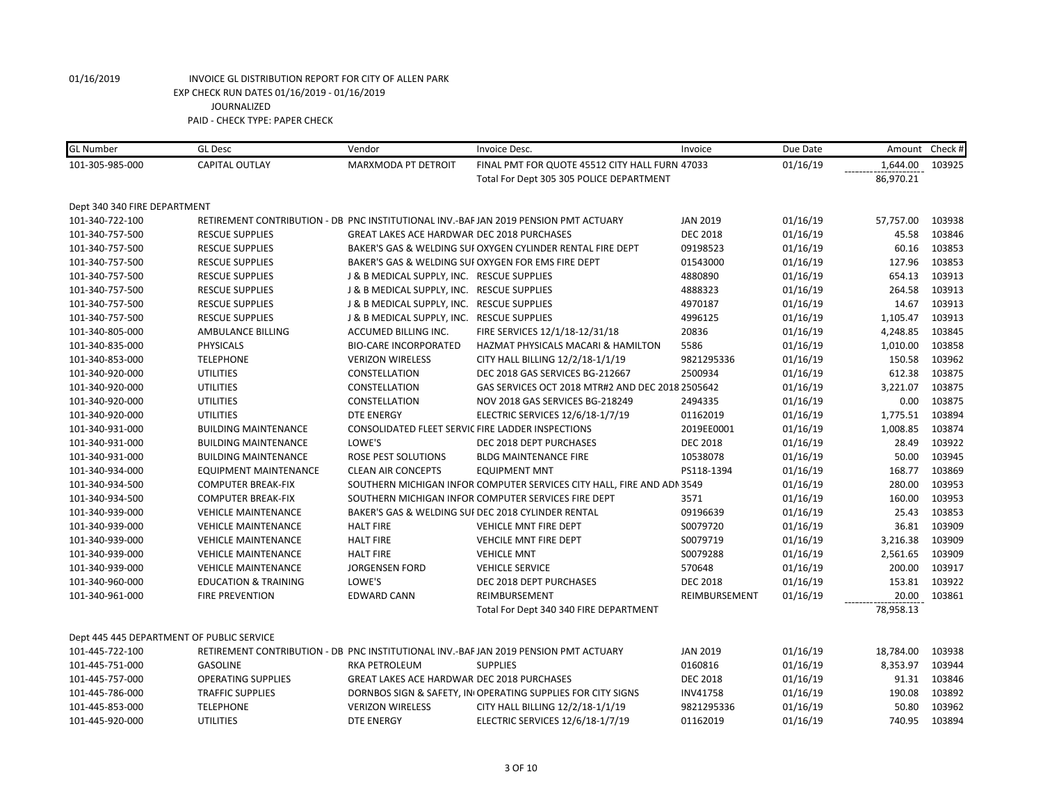01/16/2019 INVOICE GL DISTRIBUTION REPORT FOR CITY OF ALLEN PARK
EXP CHECK RUN DATES 01/16/2019 - 01/16/2019
JOURNALIZED
PAID - CHECK TYPE: PAPER CHECK

| GL Number | GL Desc | Vendor | Invoice Desc. | Invoice | Due Date | Amount | Check # |
|---|---|---|---|---|---|---|---|
| 101-305-985-000 | CAPITAL OUTLAY | MARXMODA PT DETROIT | FINAL PMT FOR QUOTE 45512 CITY HALL FURN | 47033 | 01/16/19 | 1,644.00 | 103925 |
| | | | Total For Dept 305 305 POLICE DEPARTMENT | | | 86,970.21 | |
| Dept 340 340 FIRE DEPARTMENT | | | | | | | |
| 101-340-722-100 | RETIREMENT CONTRIBUTION - DB | PNC INSTITUTIONAL INV.-BAF | JAN 2019 PENSION PMT ACTUARY | JAN 2019 | 01/16/19 | 57,757.00 | 103938 |
| 101-340-757-500 | RESCUE SUPPLIES | GREAT LAKES ACE HARDWAR | DEC 2018 PURCHASES | DEC 2018 | 01/16/19 | 45.58 | 103846 |
| 101-340-757-500 | RESCUE SUPPLIES | BAKER'S GAS & WELDING SUI | OXYGEN CYLINDER RENTAL FIRE DEPT | 09198523 | 01/16/19 | 60.16 | 103853 |
| 101-340-757-500 | RESCUE SUPPLIES | BAKER'S GAS & WELDING SUI | OXYGEN FOR EMS FIRE DEPT | 01543000 | 01/16/19 | 127.96 | 103853 |
| 101-340-757-500 | RESCUE SUPPLIES | J & B MEDICAL SUPPLY, INC. | RESCUE SUPPLIES | 4880890 | 01/16/19 | 654.13 | 103913 |
| 101-340-757-500 | RESCUE SUPPLIES | J & B MEDICAL SUPPLY, INC. | RESCUE SUPPLIES | 4888323 | 01/16/19 | 264.58 | 103913 |
| 101-340-757-500 | RESCUE SUPPLIES | J & B MEDICAL SUPPLY, INC. | RESCUE SUPPLIES | 4970187 | 01/16/19 | 14.67 | 103913 |
| 101-340-757-500 | RESCUE SUPPLIES | J & B MEDICAL SUPPLY, INC. | RESCUE SUPPLIES | 4996125 | 01/16/19 | 1,105.47 | 103913 |
| 101-340-805-000 | AMBULANCE BILLING | ACCUMED BILLING INC. | FIRE SERVICES 12/1/18-12/31/18 | 20836 | 01/16/19 | 4,248.85 | 103845 |
| 101-340-835-000 | PHYSICALS | BIO-CARE INCORPORATED | HAZMAT PHYSICALS MACARI & HAMILTON | 5586 | 01/16/19 | 1,010.00 | 103858 |
| 101-340-853-000 | TELEPHONE | VERIZON WIRELESS | CITY HALL BILLING 12/2/18-1/1/19 | 9821295336 | 01/16/19 | 150.58 | 103962 |
| 101-340-920-000 | UTILITIES | CONSTELLATION | DEC 2018 GAS SERVICES BG-212667 | 2500934 | 01/16/19 | 612.38 | 103875 |
| 101-340-920-000 | UTILITIES | CONSTELLATION | GAS SERVICES OCT 2018 MTR#2 AND DEC 2018 | 2505642 | 01/16/19 | 3,221.07 | 103875 |
| 101-340-920-000 | UTILITIES | CONSTELLATION | NOV 2018 GAS SERVICES BG-218249 | 2494335 | 01/16/19 | 0.00 | 103875 |
| 101-340-920-000 | UTILITIES | DTE ENERGY | ELECTRIC SERVICES 12/6/18-1/7/19 | 01162019 | 01/16/19 | 1,775.51 | 103894 |
| 101-340-931-000 | BUILDING MAINTENANCE | CONSOLIDATED FLEET SERVIC | FIRE LADDER INSPECTIONS | 2019EE0001 | 01/16/19 | 1,008.85 | 103874 |
| 101-340-931-000 | BUILDING MAINTENANCE | LOWE'S | DEC 2018 DEPT PURCHASES | DEC 2018 | 01/16/19 | 28.49 | 103922 |
| 101-340-931-000 | BUILDING MAINTENANCE | ROSE PEST SOLUTIONS | BLDG MAINTENANCE FIRE | 10538078 | 01/16/19 | 50.00 | 103945 |
| 101-340-934-000 | EQUIPMENT MAINTENANCE | CLEAN AIR CONCEPTS | EQUIPMENT MNT | PS118-1394 | 01/16/19 | 168.77 | 103869 |
| 101-340-934-500 | COMPUTER BREAK-FIX | SOUTHERN MICHIGAN INFOR | COMPUTER SERVICES CITY HALL, FIRE AND ADI | 3549 | 01/16/19 | 280.00 | 103953 |
| 101-340-934-500 | COMPUTER BREAK-FIX | SOUTHERN MICHIGAN INFOR | COMPUTER SERVICES FIRE DEPT | 3571 | 01/16/19 | 160.00 | 103953 |
| 101-340-939-000 | VEHICLE MAINTENANCE | BAKER'S GAS & WELDING SUI | DEC 2018 CYLINDER RENTAL | 09196639 | 01/16/19 | 25.43 | 103853 |
| 101-340-939-000 | VEHICLE MAINTENANCE | HALT FIRE | VEHICLE MNT FIRE DEPT | S0079720 | 01/16/19 | 36.81 | 103909 |
| 101-340-939-000 | VEHICLE MAINTENANCE | HALT FIRE | VEHCILE MNT FIRE DEPT | S0079719 | 01/16/19 | 3,216.38 | 103909 |
| 101-340-939-000 | VEHICLE MAINTENANCE | HALT FIRE | VEHICLE MNT | S0079288 | 01/16/19 | 2,561.65 | 103909 |
| 101-340-939-000 | VEHICLE MAINTENANCE | JORGENSEN FORD | VEHICLE SERVICE | 570648 | 01/16/19 | 200.00 | 103917 |
| 101-340-960-000 | EDUCATION & TRAINING | LOWE'S | DEC 2018 DEPT PURCHASES | DEC 2018 | 01/16/19 | 153.81 | 103922 |
| 101-340-961-000 | FIRE PREVENTION | EDWARD CANN | REIMBURSEMENT | REIMBURSEMENT | 01/16/19 | 20.00 | 103861 |
| | | | Total For Dept 340 340 FIRE DEPARTMENT | | | 78,958.13 | |
| Dept 445 445 DEPARTMENT OF PUBLIC SERVICE | | | | | | | |
| 101-445-722-100 | RETIREMENT CONTRIBUTION - DB | PNC INSTITUTIONAL INV.-BAF | JAN 2019 PENSION PMT ACTUARY | JAN 2019 | 01/16/19 | 18,784.00 | 103938 |
| 101-445-751-000 | GASOLINE | RKA PETROLEUM | SUPPLIES | 0160816 | 01/16/19 | 8,353.97 | 103944 |
| 101-445-757-000 | OPERATING SUPPLIES | GREAT LAKES ACE HARDWAR | DEC 2018 PURCHASES | DEC 2018 | 01/16/19 | 91.31 | 103846 |
| 101-445-786-000 | TRAFFIC SUPPLIES | DORNBOS SIGN & SAFETY, IN | OPERATING SUPPLIES FOR CITY SIGNS | INV41758 | 01/16/19 | 190.08 | 103892 |
| 101-445-853-000 | TELEPHONE | VERIZON WIRELESS | CITY HALL BILLING 12/2/18-1/1/19 | 9821295336 | 01/16/19 | 50.80 | 103962 |
| 101-445-920-000 | UTILITIES | DTE ENERGY | ELECTRIC SERVICES 12/6/18-1/7/19 | 01162019 | 01/16/19 | 740.95 | 103894 |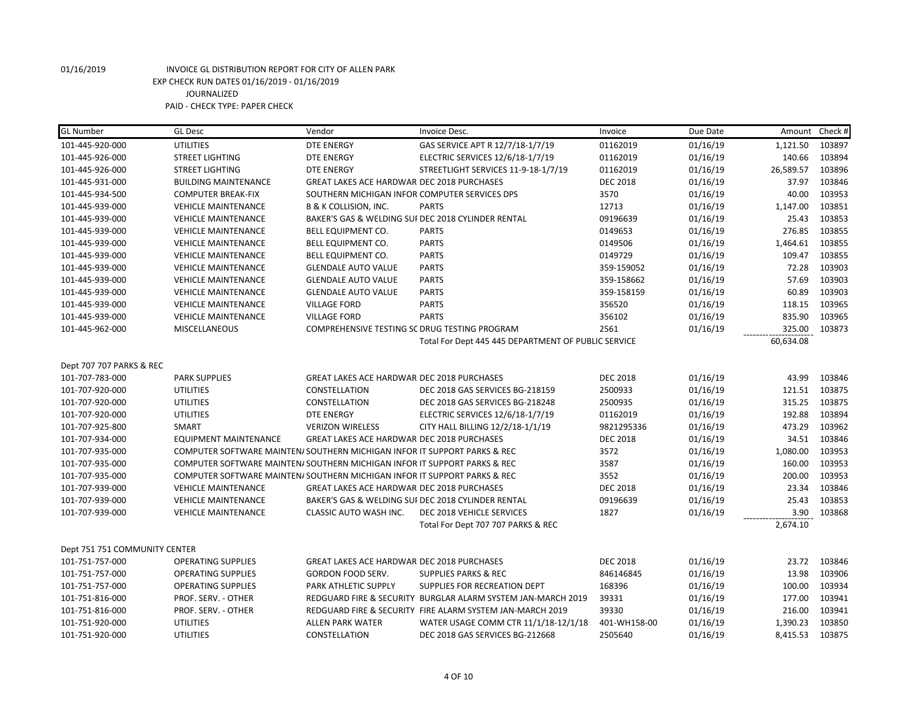01/16/2019 INVOICE GL DISTRIBUTION REPORT FOR CITY OF ALLEN PARK
EXP CHECK RUN DATES 01/16/2019 - 01/16/2019
JOURNALIZED
PAID - CHECK TYPE: PAPER CHECK

| GL Number | GL Desc | Vendor | Invoice Desc. | Invoice | Due Date | Amount | Check # |
|---|---|---|---|---|---|---|---|
| 101-445-920-000 | UTILITIES | DTE ENERGY | GAS SERVICE APT R 12/7/18-1/7/19 | 01162019 | 01/16/19 | 1,121.50 | 103897 |
| 101-445-926-000 | STREET LIGHTING | DTE ENERGY | ELECTRIC SERVICES 12/6/18-1/7/19 | 01162019 | 01/16/19 | 140.66 | 103894 |
| 101-445-926-000 | STREET LIGHTING | DTE ENERGY | STREETLIGHT SERVICES 11-9-18-1/7/19 | 01162019 | 01/16/19 | 26,589.57 | 103896 |
| 101-445-931-000 | BUILDING MAINTENANCE | GREAT LAKES ACE HARDWAR | DEC 2018 PURCHASES | DEC 2018 | 01/16/19 | 37.97 | 103846 |
| 101-445-934-500 | COMPUTER BREAK-FIX | SOUTHERN MICHIGAN INFOR | COMPUTER SERVICES DPS | 3570 | 01/16/19 | 40.00 | 103953 |
| 101-445-939-000 | VEHICLE MAINTENANCE | B & K COLLISION, INC. | PARTS | 12713 | 01/16/19 | 1,147.00 | 103851 |
| 101-445-939-000 | VEHICLE MAINTENANCE | BAKER'S GAS & WELDING SUI | DEC 2018 CYLINDER RENTAL | 09196639 | 01/16/19 | 25.43 | 103853 |
| 101-445-939-000 | VEHICLE MAINTENANCE | BELL EQUIPMENT CO. | PARTS | 0149653 | 01/16/19 | 276.85 | 103855 |
| 101-445-939-000 | VEHICLE MAINTENANCE | BELL EQUIPMENT CO. | PARTS | 0149506 | 01/16/19 | 1,464.61 | 103855 |
| 101-445-939-000 | VEHICLE MAINTENANCE | BELL EQUIPMENT CO. | PARTS | 0149729 | 01/16/19 | 109.47 | 103855 |
| 101-445-939-000 | VEHICLE MAINTENANCE | GLENDALE AUTO VALUE | PARTS | 359-159052 | 01/16/19 | 72.28 | 103903 |
| 101-445-939-000 | VEHICLE MAINTENANCE | GLENDALE AUTO VALUE | PARTS | 359-158662 | 01/16/19 | 57.69 | 103903 |
| 101-445-939-000 | VEHICLE MAINTENANCE | GLENDALE AUTO VALUE | PARTS | 359-158159 | 01/16/19 | 60.89 | 103903 |
| 101-445-939-000 | VEHICLE MAINTENANCE | VILLAGE FORD | PARTS | 356520 | 01/16/19 | 118.15 | 103965 |
| 101-445-939-000 | VEHICLE MAINTENANCE | VILLAGE FORD | PARTS | 356102 | 01/16/19 | 835.90 | 103965 |
| 101-445-962-000 | MISCELLANEOUS | COMPREHENSIVE TESTING SC | DRUG TESTING PROGRAM | 2561 | 01/16/19 | 325.00 | 103873 |
| | | | Total For Dept 445 445 DEPARTMENT OF PUBLIC SERVICE | | | 60,634.08 | |
| Dept 707 707 PARKS & REC | | | | | | | |
| 101-707-783-000 | PARK SUPPLIES | GREAT LAKES ACE HARDWAR | DEC 2018 PURCHASES | DEC 2018 | 01/16/19 | 43.99 | 103846 |
| 101-707-920-000 | UTILITIES | CONSTELLATION | DEC 2018 GAS SERVICES BG-218159 | 2500933 | 01/16/19 | 121.51 | 103875 |
| 101-707-920-000 | UTILITIES | CONSTELLATION | DEC 2018 GAS SERVICES BG-218248 | 2500935 | 01/16/19 | 315.25 | 103875 |
| 101-707-920-000 | UTILITIES | DTE ENERGY | ELECTRIC SERVICES 12/6/18-1/7/19 | 01162019 | 01/16/19 | 192.88 | 103894 |
| 101-707-925-800 | SMART | VERIZON WIRELESS | CITY HALL BILLING 12/2/18-1/1/19 | 9821295336 | 01/16/19 | 473.29 | 103962 |
| 101-707-934-000 | EQUIPMENT MAINTENANCE | GREAT LAKES ACE HARDWAR | DEC 2018 PURCHASES | DEC 2018 | 01/16/19 | 34.51 | 103846 |
| 101-707-935-000 | COMPUTER SOFTWARE MAINTEN/ | SOUTHERN MICHIGAN INFOR | IT SUPPORT PARKS & REC | 3572 | 01/16/19 | 1,080.00 | 103953 |
| 101-707-935-000 | COMPUTER SOFTWARE MAINTEN/ | SOUTHERN MICHIGAN INFOR | IT SUPPORT PARKS & REC | 3587 | 01/16/19 | 160.00 | 103953 |
| 101-707-935-000 | COMPUTER SOFTWARE MAINTEN/ | SOUTHERN MICHIGAN INFOR | IT SUPPORT PARKS & REC | 3552 | 01/16/19 | 200.00 | 103953 |
| 101-707-939-000 | VEHICLE MAINTENANCE | GREAT LAKES ACE HARDWAR | DEC 2018 PURCHASES | DEC 2018 | 01/16/19 | 23.34 | 103846 |
| 101-707-939-000 | VEHICLE MAINTENANCE | BAKER'S GAS & WELDING SUI | DEC 2018 CYLINDER RENTAL | 09196639 | 01/16/19 | 25.43 | 103853 |
| 101-707-939-000 | VEHICLE MAINTENANCE | CLASSIC AUTO WASH INC. | DEC 2018 VEHICLE SERVICES | 1827 | 01/16/19 | 3.90 | 103868 |
| | | | Total For Dept 707 707 PARKS & REC | | | 2,674.10 | |
| Dept 751 751 COMMUNITY CENTER | | | | | | | |
| 101-751-757-000 | OPERATING SUPPLIES | GREAT LAKES ACE HARDWAR | DEC 2018 PURCHASES | DEC 2018 | 01/16/19 | 23.72 | 103846 |
| 101-751-757-000 | OPERATING SUPPLIES | GORDON FOOD SERV. | SUPPLIES PARKS & REC | 846146845 | 01/16/19 | 13.98 | 103906 |
| 101-751-757-000 | OPERATING SUPPLIES | PARK ATHLETIC SUPPLY | SUPPLIES FOR RECREATION DEPT | 168396 | 01/16/19 | 100.00 | 103934 |
| 101-751-816-000 | PROF. SERV. - OTHER | REDGUARD FIRE & SECURITY | BURGLAR ALARM SYSTEM JAN-MARCH 2019 | 39331 | 01/16/19 | 177.00 | 103941 |
| 101-751-816-000 | PROF. SERV. - OTHER | REDGUARD FIRE & SECURITY | FIRE ALARM SYSTEM JAN-MARCH 2019 | 39330 | 01/16/19 | 216.00 | 103941 |
| 101-751-920-000 | UTILITIES | ALLEN PARK WATER | WATER USAGE COMM CTR 11/1/18-12/1/18 | 401-WH158-00 | 01/16/19 | 1,390.23 | 103850 |
| 101-751-920-000 | UTILITIES | CONSTELLATION | DEC 2018 GAS SERVICES BG-212668 | 2505640 | 01/16/19 | 8,415.53 | 103875 |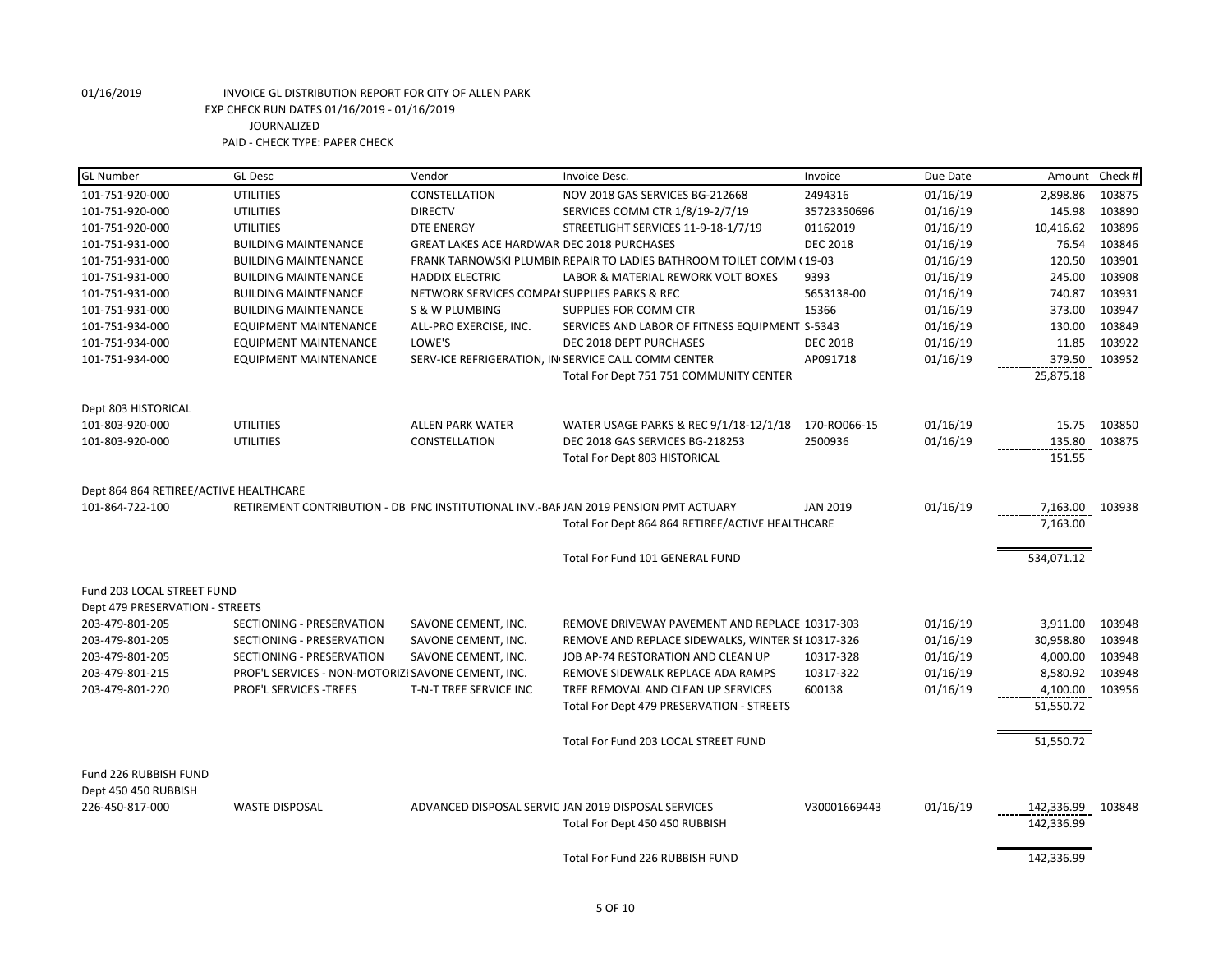01/16/2019 INVOICE GL DISTRIBUTION REPORT FOR CITY OF ALLEN PARK
EXP CHECK RUN DATES 01/16/2019 - 01/16/2019
JOURNALIZED
PAID - CHECK TYPE: PAPER CHECK

| GL Number | GL Desc | Vendor | Invoice Desc. | Invoice | Due Date | Amount | Check # |
|---|---|---|---|---|---|---|---|
| 101-751-920-000 | UTILITIES | CONSTELLATION | NOV 2018 GAS SERVICES BG-212668 | 2494316 | 01/16/19 | 2,898.86 | 103875 |
| 101-751-920-000 | UTILITIES | DIRECTV | SERVICES COMM CTR 1/8/19-2/7/19 | 35723350696 | 01/16/19 | 145.98 | 103890 |
| 101-751-920-000 | UTILITIES | DTE ENERGY | STREETLIGHT SERVICES 11-9-18-1/7/19 | 01162019 | 01/16/19 | 10,416.62 | 103896 |
| 101-751-931-000 | BUILDING MAINTENANCE | GREAT LAKES ACE HARDWAR | DEC 2018 PURCHASES | DEC 2018 | 01/16/19 | 76.54 | 103846 |
| 101-751-931-000 | BUILDING MAINTENANCE | FRANK TARNOWSKI PLUMBIN | REPAIR TO LADIES BATHROOM TOILET COMM ( | 19-03 | 01/16/19 | 120.50 | 103901 |
| 101-751-931-000 | BUILDING MAINTENANCE | HADDIX ELECTRIC | LABOR & MATERIAL REWORK VOLT BOXES | 9393 | 01/16/19 | 245.00 | 103908 |
| 101-751-931-000 | BUILDING MAINTENANCE | NETWORK SERVICES COMPAI | SUPPLIES PARKS & REC | 5653138-00 | 01/16/19 | 740.87 | 103931 |
| 101-751-931-000 | BUILDING MAINTENANCE | S & W PLUMBING | SUPPLIES FOR COMM CTR | 15366 | 01/16/19 | 373.00 | 103947 |
| 101-751-934-000 | EQUIPMENT MAINTENANCE | ALL-PRO EXERCISE, INC. | SERVICES AND LABOR OF FITNESS EQUIPMENT | S-5343 | 01/16/19 | 130.00 | 103849 |
| 101-751-934-000 | EQUIPMENT MAINTENANCE | LOWE'S | DEC 2018 DEPT PURCHASES | DEC 2018 | 01/16/19 | 11.85 | 103922 |
| 101-751-934-000 | EQUIPMENT MAINTENANCE | SERV-ICE REFRIGERATION, IN | SERVICE CALL COMM CENTER | AP091718 | 01/16/19 | 379.50 | 103952 |
| | | | Total For Dept 751 751 COMMUNITY CENTER | | | 25,875.18 | |
| Dept 803 HISTORICAL | | | | | | | |
| 101-803-920-000 | UTILITIES | ALLEN PARK WATER | WATER USAGE PARKS & REC 9/1/18-12/1/18 | 170-RO066-15 | 01/16/19 | 15.75 | 103850 |
| 101-803-920-000 | UTILITIES | CONSTELLATION | DEC 2018 GAS SERVICES BG-218253 | 2500936 | 01/16/19 | 135.80 | 103875 |
| | | | Total For Dept 803 HISTORICAL | | | 151.55 | |
| Dept 864 864 RETIREE/ACTIVE HEALTHCARE | | | | | | | |
| 101-864-722-100 | RETIREMENT CONTRIBUTION - DB | PNC INSTITUTIONAL INV.-BAF | JAN 2019 PENSION PMT ACTUARY | JAN 2019 | 01/16/19 | 7,163.00 | 103938 |
| | | | Total For Dept 864 864 RETIREE/ACTIVE HEALTHCARE | | | 7,163.00 | |
| | | | Total For Fund 101 GENERAL FUND | | | 534,071.12 | |
| Fund 203 LOCAL STREET FUND | | | | | | | |
| Dept 479 PRESERVATION - STREETS | | | | | | | |
| 203-479-801-205 | SECTIONING - PRESERVATION | SAVONE CEMENT, INC. | REMOVE DRIVEWAY PAVEMENT AND REPLACE | 10317-303 | 01/16/19 | 3,911.00 | 103948 |
| 203-479-801-205 | SECTIONING - PRESERVATION | SAVONE CEMENT, INC. | REMOVE AND REPLACE SIDEWALKS, WINTER SI | 10317-326 | 01/16/19 | 30,958.80 | 103948 |
| 203-479-801-205 | SECTIONING - PRESERVATION | SAVONE CEMENT, INC. | JOB AP-74 RESTORATION AND CLEAN UP | 10317-328 | 01/16/19 | 4,000.00 | 103948 |
| 203-479-801-215 | PROF'L SERVICES - NON-MOTORIZI | SAVONE CEMENT, INC. | REMOVE SIDEWALK REPLACE ADA RAMPS | 10317-322 | 01/16/19 | 8,580.92 | 103948 |
| 203-479-801-220 | PROF'L SERVICES -TREES | T-N-T TREE SERVICE INC | TREE REMOVAL AND CLEAN UP SERVICES | 600138 | 01/16/19 | 4,100.00 | 103956 |
| | | | Total For Dept 479 PRESERVATION - STREETS | | | 51,550.72 | |
| | | | Total For Fund 203 LOCAL STREET FUND | | | 51,550.72 | |
| Fund 226 RUBBISH FUND | | | | | | | |
| Dept 450 450 RUBBISH | | | | | | | |
| 226-450-817-000 | WASTE DISPOSAL | ADVANCED DISPOSAL SERVIC | JAN 2019 DISPOSAL SERVICES | V30001669443 | 01/16/19 | 142,336.99 | 103848 |
| | | | Total For Dept 450 450 RUBBISH | | | 142,336.99 | |
| | | | Total For Fund 226 RUBBISH FUND | | | 142,336.99 | |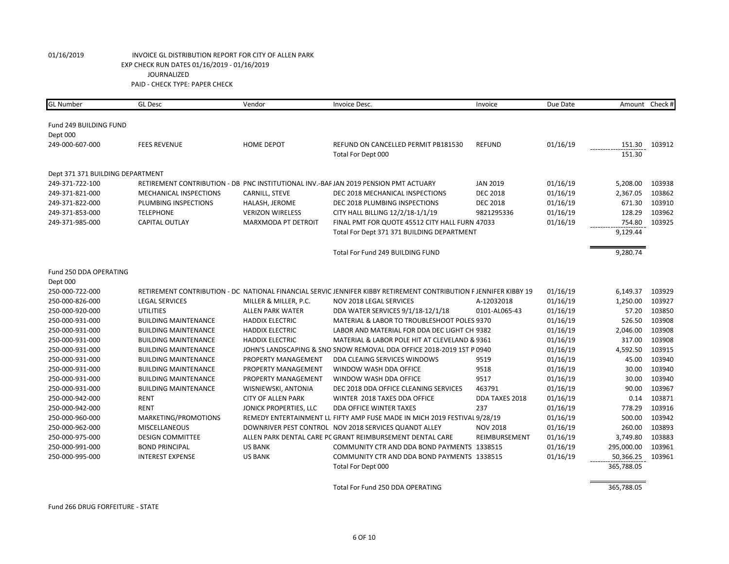01/16/2019 INVOICE GL DISTRIBUTION REPORT FOR CITY OF ALLEN PARK
EXP CHECK RUN DATES 01/16/2019 - 01/16/2019
JOURNALIZED
PAID - CHECK TYPE: PAPER CHECK

| GL Number | GL Desc | Vendor | Invoice Desc. | Invoice | Due Date | Amount | Check # |
|---|---|---|---|---|---|---|---|
| Fund 249 BUILDING FUND | | | | | | | |
| Dept 000 | | | | | | | |
| 249-000-607-000 | FEES REVENUE | HOME DEPOT | REFUND ON CANCELLED PERMIT PB181530 | REFUND | 01/16/19 | 151.30 | 103912 |
| | | | Total For Dept 000 | | | 151.30 | |
| Dept 371 371 BUILDING DEPARTMENT | | | | | | | |
| 249-371-722-100 | RETIREMENT CONTRIBUTION - DB | PNC INSTITUTIONAL INV.-BAF | JAN 2019 PENSION PMT ACTUARY | JAN 2019 | 01/16/19 | 5,208.00 | 103938 |
| 249-371-821-000 | MECHANICAL INSPECTIONS | CARNILL, STEVE | DEC 2018 MECHANICAL INSPECTIONS | DEC 2018 | 01/16/19 | 2,367.05 | 103862 |
| 249-371-822-000 | PLUMBING INSPECTIONS | HALASH, JEROME | DEC 2018 PLUMBING INSPECTIONS | DEC 2018 | 01/16/19 | 671.30 | 103910 |
| 249-371-853-000 | TELEPHONE | VERIZON WIRELESS | CITY HALL BILLING 12/2/18-1/1/19 | 9821295336 | 01/16/19 | 128.29 | 103962 |
| 249-371-985-000 | CAPITAL OUTLAY | MARXMODA PT DETROIT | FINAL PMT FOR QUOTE 45512 CITY HALL FURN | 47033 | 01/16/19 | 754.80 | 103925 |
| | | | Total For Dept 371 371 BUILDING DEPARTMENT | | | 9,129.44 | |
| | | | Total For Fund 249 BUILDING FUND | | | 9,280.74 | |
| Fund 250 DDA OPERATING | | | | | | | |
| Dept 000 | | | | | | | |
| 250-000-722-000 | RETIREMENT CONTRIBUTION - DC | NATIONAL FINANCIAL SERVIC | JENNIFER KIBBY RETIREMENT CONTRIBUTION F | JENNIFER KIBBY 19 | 01/16/19 | 6,149.37 | 103929 |
| 250-000-826-000 | LEGAL SERVICES | MILLER & MILLER, P.C. | NOV 2018 LEGAL SERVICES | A-12032018 | 01/16/19 | 1,250.00 | 103927 |
| 250-000-920-000 | UTILITIES | ALLEN PARK WATER | DDA WATER SERVICES 9/1/18-12/1/18 | 0101-AL065-43 | 01/16/19 | 57.20 | 103850 |
| 250-000-931-000 | BUILDING MAINTENANCE | HADDIX ELECTRIC | MATERIAL & LABOR TO TROUBLESHOOT POLES | 9370 | 01/16/19 | 526.50 | 103908 |
| 250-000-931-000 | BUILDING MAINTENANCE | HADDIX ELECTRIC | LABOR AND MATERIAL FOR DDA DEC LIGHT CH | 9382 | 01/16/19 | 2,046.00 | 103908 |
| 250-000-931-000 | BUILDING MAINTENANCE | HADDIX ELECTRIC | MATERIAL & LABOR POLE HIT AT CLEVELAND & | 9361 | 01/16/19 | 317.00 | 103908 |
| 250-000-931-000 | BUILDING MAINTENANCE | JOHN'S LANDSCAPING & SNO | SNOW REMOVAL DDA OFFICE 2018-2019 1ST P | 0940 | 01/16/19 | 4,592.50 | 103915 |
| 250-000-931-000 | BUILDING MAINTENANCE | PROPERTY MANAGEMENT | DDA CLEAING SERVICES WINDOWS | 9519 | 01/16/19 | 45.00 | 103940 |
| 250-000-931-000 | BUILDING MAINTENANCE | PROPERTY MANAGEMENT | WINDOW WASH DDA OFFICE | 9518 | 01/16/19 | 30.00 | 103940 |
| 250-000-931-000 | BUILDING MAINTENANCE | PROPERTY MANAGEMENT | WINDOW WASH DDA OFFICE | 9517 | 01/16/19 | 30.00 | 103940 |
| 250-000-931-000 | BUILDING MAINTENANCE | WISNIEWSKI, ANTONIA | DEC 2018 DDA OFFICE CLEANING SERVICES | 463791 | 01/16/19 | 90.00 | 103967 |
| 250-000-942-000 | RENT | CITY OF ALLEN PARK | WINTER 2018 TAXES DDA OFFICE | DDA TAXES 2018 | 01/16/19 | 0.14 | 103871 |
| 250-000-942-000 | RENT | JONICK PROPERTIES, LLC | DDA OFFICE WINTER TAXES | 237 | 01/16/19 | 778.29 | 103916 |
| 250-000-960-000 | MARKETING/PROMOTIONS | REMEDY ENTERTAINMENT LL | FIFTY AMP FUSE MADE IN MICH 2019 FESTIVAL | 9/28/19 | 01/16/19 | 500.00 | 103942 |
| 250-000-962-000 | MISCELLANEOUS | DOWNRIVER PEST CONTROL | NOV 2018 SERVICES QUANDT ALLEY | NOV 2018 | 01/16/19 | 260.00 | 103893 |
| 250-000-975-000 | DESIGN COMMITTEE | ALLEN PARK DENTAL CARE PC | GRANT REIMBURSEMENT DENTAL CARE | REIMBURSEMENT | 01/16/19 | 3,749.80 | 103883 |
| 250-000-991-000 | BOND PRINCIPAL | US BANK | COMMUNITY CTR AND DDA BOND PAYMENTS | 1338515 | 01/16/19 | 295,000.00 | 103961 |
| 250-000-995-000 | INTEREST EXPENSE | US BANK | COMMUNITY CTR AND DDA BOND PAYMENTS | 1338515 | 01/16/19 | 50,366.25 | 103961 |
| | | | Total For Dept 000 | | | 365,788.05 | |
| | | | Total For Fund 250 DDA OPERATING | | | 365,788.05 | |

Fund 266 DRUG FORFEITURE - STATE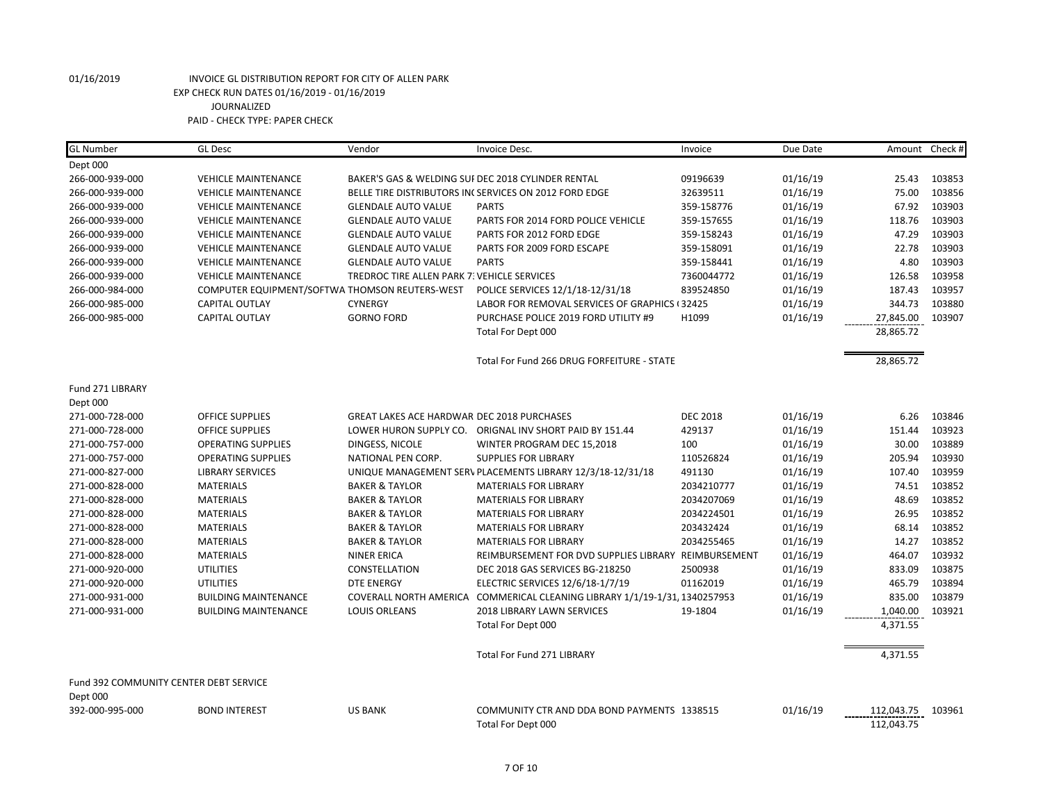01/16/2019 INVOICE GL DISTRIBUTION REPORT FOR CITY OF ALLEN PARK
EXP CHECK RUN DATES 01/16/2019 - 01/16/2019
JOURNALIZED
PAID - CHECK TYPE: PAPER CHECK

| GL Number | GL Desc | Vendor | Invoice Desc. | Invoice | Due Date | Amount | Check # |
|---|---|---|---|---|---|---|---|
| Dept 000 | | | | | | | |
| 266-000-939-000 | VEHICLE MAINTENANCE | BAKER'S GAS & WELDING SUI | DEC 2018 CYLINDER RENTAL | 09196639 | 01/16/19 | 25.43 | 103853 |
| 266-000-939-000 | VEHICLE MAINTENANCE | BELLE TIRE DISTRIBUTORS IN( | SERVICES ON 2012 FORD EDGE | 32639511 | 01/16/19 | 75.00 | 103856 |
| 266-000-939-000 | VEHICLE MAINTENANCE | GLENDALE AUTO VALUE | PARTS | 359-158776 | 01/16/19 | 67.92 | 103903 |
| 266-000-939-000 | VEHICLE MAINTENANCE | GLENDALE AUTO VALUE | PARTS FOR 2014 FORD POLICE VEHICLE | 359-157655 | 01/16/19 | 118.76 | 103903 |
| 266-000-939-000 | VEHICLE MAINTENANCE | GLENDALE AUTO VALUE | PARTS FOR 2012 FORD EDGE | 359-158243 | 01/16/19 | 47.29 | 103903 |
| 266-000-939-000 | VEHICLE MAINTENANCE | GLENDALE AUTO VALUE | PARTS FOR 2009 FORD ESCAPE | 359-158091 | 01/16/19 | 22.78 | 103903 |
| 266-000-939-000 | VEHICLE MAINTENANCE | GLENDALE AUTO VALUE | PARTS | 359-158441 | 01/16/19 | 4.80 | 103903 |
| 266-000-939-000 | VEHICLE MAINTENANCE | TREDROC TIRE ALLEN PARK 7: | VEHICLE SERVICES | 7360044772 | 01/16/19 | 126.58 | 103958 |
| 266-000-984-000 | COMPUTER EQUIPMENT/SOFTWA | THOMSON REUTERS-WEST | POLICE SERVICES 12/1/18-12/31/18 | 839524850 | 01/16/19 | 187.43 | 103957 |
| 266-000-985-000 | CAPITAL OUTLAY | CYNERGY | LABOR FOR REMOVAL SERVICES OF GRAPHICS ( | 32425 | 01/16/19 | 344.73 | 103880 |
| 266-000-985-000 | CAPITAL OUTLAY | GORNO FORD | PURCHASE POLICE 2019 FORD UTILITY #9 | H1099 | 01/16/19 | 27,845.00 | 103907 |
| | | | Total For Dept 000 | | | 28,865.72 | |
| | | | Total For Fund 266 DRUG FORFEITURE - STATE | | | 28,865.72 | |
| Fund 271 LIBRARY | | | | | | | |
| Dept 000 | | | | | | | |
| 271-000-728-000 | OFFICE SUPPLIES | GREAT LAKES ACE HARDWAR | DEC 2018 PURCHASES | DEC 2018 | 01/16/19 | 6.26 | 103846 |
| 271-000-728-000 | OFFICE SUPPLIES | LOWER HURON SUPPLY CO. | ORIGNAL INV SHORT PAID BY 151.44 | 429137 | 01/16/19 | 151.44 | 103923 |
| 271-000-757-000 | OPERATING SUPPLIES | DINGESS, NICOLE | WINTER PROGRAM DEC 15,2018 | 100 | 01/16/19 | 30.00 | 103889 |
| 271-000-757-000 | OPERATING SUPPLIES | NATIONAL PEN CORP. | SUPPLIES FOR LIBRARY | 110526824 | 01/16/19 | 205.94 | 103930 |
| 271-000-827-000 | LIBRARY SERVICES | UNIQUE MANAGEMENT SERV | PLACEMENTS LIBRARY 12/3/18-12/31/18 | 491130 | 01/16/19 | 107.40 | 103959 |
| 271-000-828-000 | MATERIALS | BAKER & TAYLOR | MATERIALS FOR LIBRARY | 2034210777 | 01/16/19 | 74.51 | 103852 |
| 271-000-828-000 | MATERIALS | BAKER & TAYLOR | MATERIALS FOR LIBRARY | 2034207069 | 01/16/19 | 48.69 | 103852 |
| 271-000-828-000 | MATERIALS | BAKER & TAYLOR | MATERIALS FOR LIBRARY | 2034224501 | 01/16/19 | 26.95 | 103852 |
| 271-000-828-000 | MATERIALS | BAKER & TAYLOR | MATERIALS FOR LIBRARY | 203432424 | 01/16/19 | 68.14 | 103852 |
| 271-000-828-000 | MATERIALS | BAKER & TAYLOR | MATERIALS FOR LIBRARY | 2034255465 | 01/16/19 | 14.27 | 103852 |
| 271-000-828-000 | MATERIALS | NINER ERICA | REIMBURSEMENT FOR DVD SUPPLIES LIBRARY | REIMBURSEMENT | 01/16/19 | 464.07 | 103932 |
| 271-000-920-000 | UTILITIES | CONSTELLATION | DEC 2018 GAS SERVICES BG-218250 | 2500938 | 01/16/19 | 833.09 | 103875 |
| 271-000-920-000 | UTILITIES | DTE ENERGY | ELECTRIC SERVICES 12/6/18-1/7/19 | 01162019 | 01/16/19 | 465.79 | 103894 |
| 271-000-931-000 | BUILDING MAINTENANCE | COVERALL NORTH AMERICA | COMMERICAL CLEANING LIBRARY 1/1/19-1/31, | 1340257953 | 01/16/19 | 835.00 | 103879 |
| 271-000-931-000 | BUILDING MAINTENANCE | LOUIS ORLEANS | 2018 LIBRARY LAWN SERVICES | 19-1804 | 01/16/19 | 1,040.00 | 103921 |
| | | | Total For Dept 000 | | | 4,371.55 | |
| | | | Total For Fund 271 LIBRARY | | | 4,371.55 | |
| Fund 392 COMMUNITY CENTER DEBT SERVICE | | | | | | | |
| Dept 000 | | | | | | | |
| 392-000-995-000 | BOND INTEREST | US BANK | COMMUNITY CTR AND DDA BOND PAYMENTS | 1338515 | 01/16/19 | 112,043.75 | 103961 |
| | | | Total For Dept 000 | | | 112,043.75 | |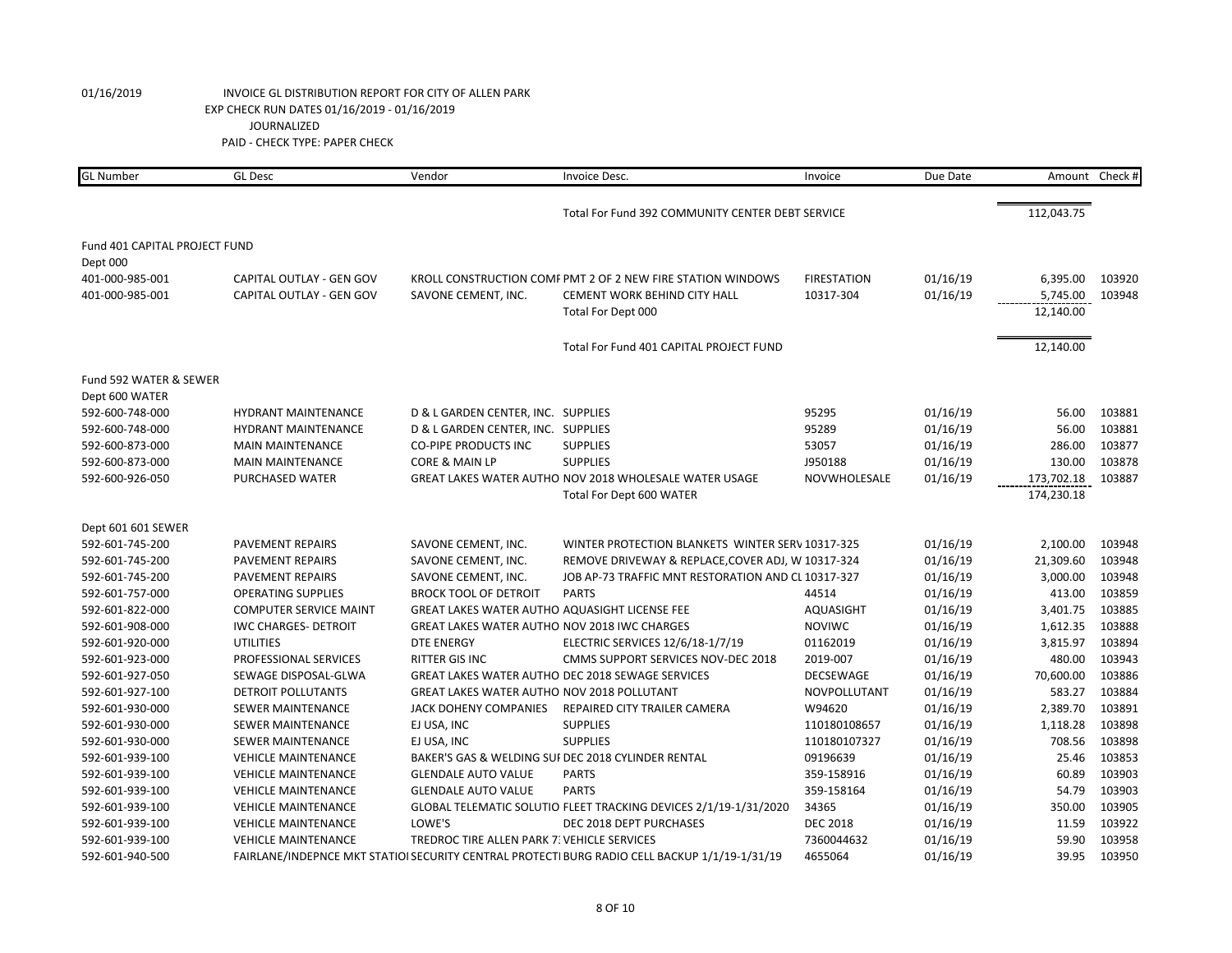01/16/2019 INVOICE GL DISTRIBUTION REPORT FOR CITY OF ALLEN PARK
EXP CHECK RUN DATES 01/16/2019 - 01/16/2019
JOURNALIZED
PAID - CHECK TYPE: PAPER CHECK

| GL Number | GL Desc | Vendor | Invoice Desc. | Invoice | Due Date | Amount | Check # |
|---|---|---|---|---|---|---|---|
| | | | Total For Fund 392 COMMUNITY CENTER DEBT SERVICE | | | 112,043.75 | |
| Fund 401 CAPITAL PROJECT FUND | | | | | | | |
| Dept 000 | | | | | | | |
| 401-000-985-001 | CAPITAL OUTLAY - GEN GOV | KROLL CONSTRUCTION COMI | PMT 2 OF 2 NEW FIRE STATION WINDOWS | FIRESTATION | 01/16/19 | 6,395.00 | 103920 |
| 401-000-985-001 | CAPITAL OUTLAY - GEN GOV | SAVONE CEMENT, INC. | CEMENT WORK BEHIND CITY HALL | 10317-304 | 01/16/19 | 5,745.00 | 103948 |
| | | | Total For Dept 000 | | | 12,140.00 | |
| | | | Total For Fund 401 CAPITAL PROJECT FUND | | | 12,140.00 | |
| Fund 592 WATER & SEWER | | | | | | | |
| Dept 600 WATER | | | | | | | |
| 592-600-748-000 | HYDRANT MAINTENANCE | D & L GARDEN CENTER, INC. | SUPPLIES | 95295 | 01/16/19 | 56.00 | 103881 |
| 592-600-748-000 | HYDRANT MAINTENANCE | D & L GARDEN CENTER, INC. | SUPPLIES | 95289 | 01/16/19 | 56.00 | 103881 |
| 592-600-873-000 | MAIN MAINTENANCE | CO-PIPE PRODUCTS INC | SUPPLIES | 53057 | 01/16/19 | 286.00 | 103877 |
| 592-600-873-000 | MAIN MAINTENANCE | CORE & MAIN LP | SUPPLIES | J950188 | 01/16/19 | 130.00 | 103878 |
| 592-600-926-050 | PURCHASED WATER | GREAT LAKES WATER AUTHO | NOV 2018 WHOLESALE WATER USAGE | NOVWHOLESALE | 01/16/19 | 173,702.18 | 103887 |
| | | | Total For Dept 600 WATER | | | 174,230.18 | |
| Dept 601 601 SEWER | | | | | | | |
| 592-601-745-200 | PAVEMENT REPAIRS | SAVONE CEMENT, INC. | WINTER PROTECTION BLANKETS WINTER SERV | 10317-325 | 01/16/19 | 2,100.00 | 103948 |
| 592-601-745-200 | PAVEMENT REPAIRS | SAVONE CEMENT, INC. | REMOVE DRIVEWAY & REPLACE,COVER ADJ, W | 10317-324 | 01/16/19 | 21,309.60 | 103948 |
| 592-601-745-200 | PAVEMENT REPAIRS | SAVONE CEMENT, INC. | JOB AP-73 TRAFFIC MNT RESTORATION AND CL | 10317-327 | 01/16/19 | 3,000.00 | 103948 |
| 592-601-757-000 | OPERATING SUPPLIES | BROCK TOOL OF DETROIT | PARTS | 44514 | 01/16/19 | 413.00 | 103859 |
| 592-601-822-000 | COMPUTER SERVICE MAINT | GREAT LAKES WATER AUTHO | AQUASIGHT LICENSE FEE | AQUASIGHT | 01/16/19 | 3,401.75 | 103885 |
| 592-601-908-000 | IWC CHARGES- DETROIT | GREAT LAKES WATER AUTHO | NOV 2018 IWC CHARGES | NOVIWC | 01/16/19 | 1,612.35 | 103888 |
| 592-601-920-000 | UTILITIES | DTE ENERGY | ELECTRIC SERVICES 12/6/18-1/7/19 | 01162019 | 01/16/19 | 3,815.97 | 103894 |
| 592-601-923-000 | PROFESSIONAL SERVICES | RITTER GIS INC | CMMS SUPPORT SERVICES NOV-DEC 2018 | 2019-007 | 01/16/19 | 480.00 | 103943 |
| 592-601-927-050 | SEWAGE DISPOSAL-GLWA | GREAT LAKES WATER AUTHO | DEC 2018 SEWAGE SERVICES | DECSEWAGE | 01/16/19 | 70,600.00 | 103886 |
| 592-601-927-100 | DETROIT POLLUTANTS | GREAT LAKES WATER AUTHO | NOV 2018 POLLUTANT | NOVPOLLUTANT | 01/16/19 | 583.27 | 103884 |
| 592-601-930-000 | SEWER MAINTENANCE | JACK DOHENY COMPANIES | REPAIRED CITY TRAILER CAMERA | W94620 | 01/16/19 | 2,389.70 | 103891 |
| 592-601-930-000 | SEWER MAINTENANCE | EJ USA, INC | SUPPLIES | 110180108657 | 01/16/19 | 1,118.28 | 103898 |
| 592-601-930-000 | SEWER MAINTENANCE | EJ USA, INC | SUPPLIES | 110180107327 | 01/16/19 | 708.56 | 103898 |
| 592-601-939-100 | VEHICLE MAINTENANCE | BAKER'S GAS & WELDING SUI | DEC 2018 CYLINDER RENTAL | 09196639 | 01/16/19 | 25.46 | 103853 |
| 592-601-939-100 | VEHICLE MAINTENANCE | GLENDALE AUTO VALUE | PARTS | 359-158916 | 01/16/19 | 60.89 | 103903 |
| 592-601-939-100 | VEHICLE MAINTENANCE | GLENDALE AUTO VALUE | PARTS | 359-158164 | 01/16/19 | 54.79 | 103903 |
| 592-601-939-100 | VEHICLE MAINTENANCE | GLOBAL TELEMATIC SOLUTIO | FLEET TRACKING DEVICES 2/1/19-1/31/2020 | 34365 | 01/16/19 | 350.00 | 103905 |
| 592-601-939-100 | VEHICLE MAINTENANCE | LOWE'S | DEC 2018 DEPT PURCHASES | DEC 2018 | 01/16/19 | 11.59 | 103922 |
| 592-601-939-100 | VEHICLE MAINTENANCE | TREDROC TIRE ALLEN PARK 7 | VEHICLE SERVICES | 7360044632 | 01/16/19 | 59.90 | 103958 |
| 592-601-940-500 | FAIRLANE/INDEPNCE MKT STATIO | SECURITY CENTRAL PROTECTI | BURG RADIO CELL BACKUP 1/1/19-1/31/19 | 4655064 | 01/16/19 | 39.95 | 103950 |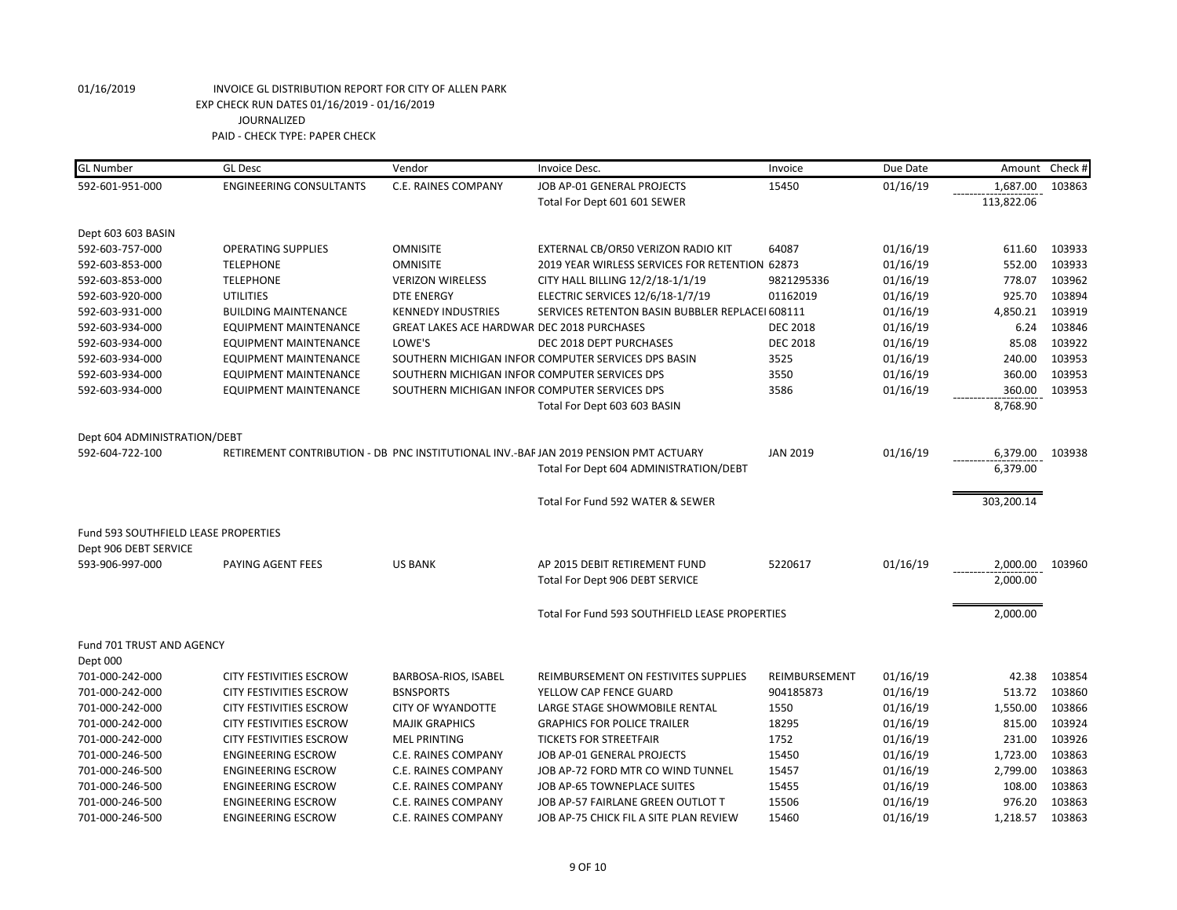01/16/2019 INVOICE GL DISTRIBUTION REPORT FOR CITY OF ALLEN PARK
EXP CHECK RUN DATES 01/16/2019 - 01/16/2019
JOURNALIZED
PAID - CHECK TYPE: PAPER CHECK

| GL Number | GL Desc | Vendor | Invoice Desc. | Invoice | Due Date | Amount | Check # |
|---|---|---|---|---|---|---|---|
| 592-601-951-000 | ENGINEERING CONSULTANTS | C.E. RAINES COMPANY | JOB AP-01 GENERAL PROJECTS | 15450 | 01/16/19 | 1,687.00 | 103863 |
| | | | Total For Dept 601 601 SEWER | | | 113,822.06 | |
| Dept 603 603 BASIN | | | | | | | |
| 592-603-757-000 | OPERATING SUPPLIES | OMNISITE | EXTERNAL CB/OR50 VERIZON RADIO KIT | 64087 | 01/16/19 | 611.60 | 103933 |
| 592-603-853-000 | TELEPHONE | OMNISITE | 2019 YEAR WIRLESS SERVICES FOR RETENTION | 62873 | 01/16/19 | 552.00 | 103933 |
| 592-603-853-000 | TELEPHONE | VERIZON WIRELESS | CITY HALL BILLING 12/2/18-1/1/19 | 9821295336 | 01/16/19 | 778.07 | 103962 |
| 592-603-920-000 | UTILITIES | DTE ENERGY | ELECTRIC SERVICES 12/6/18-1/7/19 | 01162019 | 01/16/19 | 925.70 | 103894 |
| 592-603-931-000 | BUILDING MAINTENANCE | KENNEDY INDUSTRIES | SERVICES RETENTON BASIN BUBBLER REPLACEI | 608111 | 01/16/19 | 4,850.21 | 103919 |
| 592-603-934-000 | EQUIPMENT MAINTENANCE | GREAT LAKES ACE HARDWAR | DEC 2018 PURCHASES | DEC 2018 | 01/16/19 | 6.24 | 103846 |
| 592-603-934-000 | EQUIPMENT MAINTENANCE | LOWE'S | DEC 2018 DEPT PURCHASES | DEC 2018 | 01/16/19 | 85.08 | 103922 |
| 592-603-934-000 | EQUIPMENT MAINTENANCE | SOUTHERN MICHIGAN INFOR | COMPUTER SERVICES DPS BASIN | 3525 | 01/16/19 | 240.00 | 103953 |
| 592-603-934-000 | EQUIPMENT MAINTENANCE | SOUTHERN MICHIGAN INFOR | COMPUTER SERVICES DPS | 3550 | 01/16/19 | 360.00 | 103953 |
| 592-603-934-000 | EQUIPMENT MAINTENANCE | SOUTHERN MICHIGAN INFOR | COMPUTER SERVICES DPS | 3586 | 01/16/19 | 360.00 | 103953 |
| | | | Total For Dept 603 603 BASIN | | | 8,768.90 | |
| Dept 604 ADMINISTRATION/DEBT | | | | | | | |
| 592-604-722-100 | RETIREMENT CONTRIBUTION - DB | PNC INSTITUTIONAL INV.-BAF | JAN 2019 PENSION PMT ACTUARY | JAN 2019 | 01/16/19 | 6,379.00 | 103938 |
| | | | Total For Dept 604 ADMINISTRATION/DEBT | | | 6,379.00 | |
| | | | Total For Fund 592 WATER & SEWER | | | 303,200.14 | |
| Fund 593 SOUTHFIELD LEASE PROPERTIES | | | | | | | |
| Dept 906 DEBT SERVICE | | | | | | | |
| 593-906-997-000 | PAYING AGENT FEES | US BANK | AP 2015 DEBIT RETIREMENT FUND | 5220617 | 01/16/19 | 2,000.00 | 103960 |
| | | | Total For Dept 906 DEBT SERVICE | | | 2,000.00 | |
| | | | Total For Fund 593 SOUTHFIELD LEASE PROPERTIES | | | 2,000.00 | |
| Fund 701 TRUST AND AGENCY | | | | | | | |
| Dept 000 | | | | | | | |
| 701-000-242-000 | CITY FESTIVITIES ESCROW | BARBOSA-RIOS, ISABEL | REIMBURSEMENT ON FESTIVITES SUPPLIES | REIMBURSEMENT | 01/16/19 | 42.38 | 103854 |
| 701-000-242-000 | CITY FESTIVITIES ESCROW | BSNSPORTS | YELLOW CAP FENCE GUARD | 904185873 | 01/16/19 | 513.72 | 103860 |
| 701-000-242-000 | CITY FESTIVITIES ESCROW | CITY OF WYANDOTTE | LARGE STAGE SHOWMOBILE RENTAL | 1550 | 01/16/19 | 1,550.00 | 103866 |
| 701-000-242-000 | CITY FESTIVITIES ESCROW | MAJIK GRAPHICS | GRAPHICS FOR POLICE TRAILER | 18295 | 01/16/19 | 815.00 | 103924 |
| 701-000-242-000 | CITY FESTIVITIES ESCROW | MEL PRINTING | TICKETS FOR STREETFAIR | 1752 | 01/16/19 | 231.00 | 103926 |
| 701-000-246-500 | ENGINEERING ESCROW | C.E. RAINES COMPANY | JOB AP-01 GENERAL PROJECTS | 15450 | 01/16/19 | 1,723.00 | 103863 |
| 701-000-246-500 | ENGINEERING ESCROW | C.E. RAINES COMPANY | JOB AP-72 FORD MTR CO WIND TUNNEL | 15457 | 01/16/19 | 2,799.00 | 103863 |
| 701-000-246-500 | ENGINEERING ESCROW | C.E. RAINES COMPANY | JOB AP-65 TOWNEPLACE SUITES | 15455 | 01/16/19 | 108.00 | 103863 |
| 701-000-246-500 | ENGINEERING ESCROW | C.E. RAINES COMPANY | JOB AP-57 FAIRLANE GREEN OUTLOT T | 15506 | 01/16/19 | 976.20 | 103863 |
| 701-000-246-500 | ENGINEERING ESCROW | C.E. RAINES COMPANY | JOB AP-75 CHICK FIL A SITE PLAN REVIEW | 15460 | 01/16/19 | 1,218.57 | 103863 |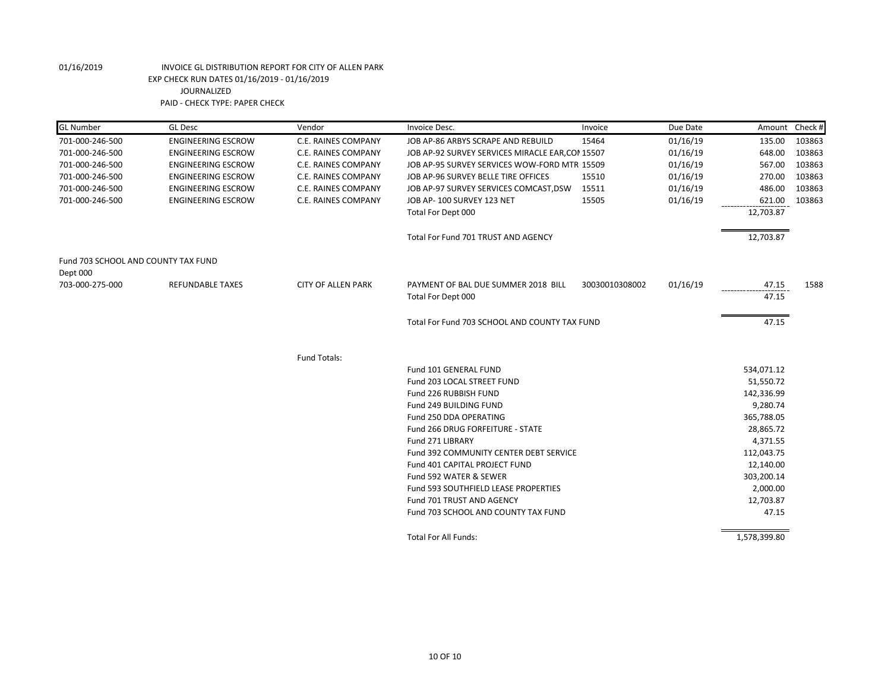01/16/2019 INVOICE GL DISTRIBUTION REPORT FOR CITY OF ALLEN PARK
EXP CHECK RUN DATES 01/16/2019 - 01/16/2019
JOURNALIZED
PAID - CHECK TYPE: PAPER CHECK

| GL Number | GL Desc | Vendor | Invoice Desc. | Invoice | Due Date | Amount | Check # |
|---|---|---|---|---|---|---|---|
| 701-000-246-500 | ENGINEERING ESCROW | C.E. RAINES COMPANY | JOB AP-86 ARBYS SCRAPE AND REBUILD | 15464 | 01/16/19 | 135.00 | 103863 |
| 701-000-246-500 | ENGINEERING ESCROW | C.E. RAINES COMPANY | JOB AP-92 SURVEY SERVICES MIRACLE EAR,COI | 15507 | 01/16/19 | 648.00 | 103863 |
| 701-000-246-500 | ENGINEERING ESCROW | C.E. RAINES COMPANY | JOB AP-95 SURVEY SERVICES WOW-FORD MTR | 15509 | 01/16/19 | 567.00 | 103863 |
| 701-000-246-500 | ENGINEERING ESCROW | C.E. RAINES COMPANY | JOB AP-96 SURVEY BELLE TIRE OFFICES | 15510 | 01/16/19 | 270.00 | 103863 |
| 701-000-246-500 | ENGINEERING ESCROW | C.E. RAINES COMPANY | JOB AP-97 SURVEY SERVICES COMCAST,DSW | 15511 | 01/16/19 | 486.00 | 103863 |
| 701-000-246-500 | ENGINEERING ESCROW | C.E. RAINES COMPANY | JOB AP- 100 SURVEY 123 NET | 15505 | 01/16/19 | 621.00 | 103863 |
| | | | Total For Dept 000 | | | 12,703.87 | |
| | | | Total For Fund 701 TRUST AND AGENCY | | | 12,703.87 | |
| Fund 703 SCHOOL AND COUNTY TAX FUND | | | | | | | |
| Dept 000 | | | | | | | |
| 703-000-275-000 | REFUNDABLE TAXES | CITY OF ALLEN PARK | PAYMENT OF BAL DUE SUMMER 2018 BILL | 30030010308002 | 01/16/19 | 47.15 | 1588 |
| | | | Total For Dept 000 | | | 47.15 | |
| | | | Total For Fund 703 SCHOOL AND COUNTY TAX FUND | | | 47.15 | |

| | | |
|---|---|---|
| Fund Totals: | | |
| | Fund 101 GENERAL FUND | 534,071.12 |
| | Fund 203 LOCAL STREET FUND | 51,550.72 |
| | Fund 226 RUBBISH FUND | 142,336.99 |
| | Fund 249 BUILDING FUND | 9,280.74 |
| | Fund 250 DDA OPERATING | 365,788.05 |
| | Fund 266 DRUG FORFEITURE - STATE | 28,865.72 |
| | Fund 271 LIBRARY | 4,371.55 |
| | Fund 392 COMMUNITY CENTER DEBT SERVICE | 112,043.75 |
| | Fund 401 CAPITAL PROJECT FUND | 12,140.00 |
| | Fund 592 WATER & SEWER | 303,200.14 |
| | Fund 593 SOUTHFIELD LEASE PROPERTIES | 2,000.00 |
| | Fund 701 TRUST AND AGENCY | 12,703.87 |
| | Fund 703 SCHOOL AND COUNTY TAX FUND | 47.15 |
| | Total For All Funds: | 1,578,399.80 |